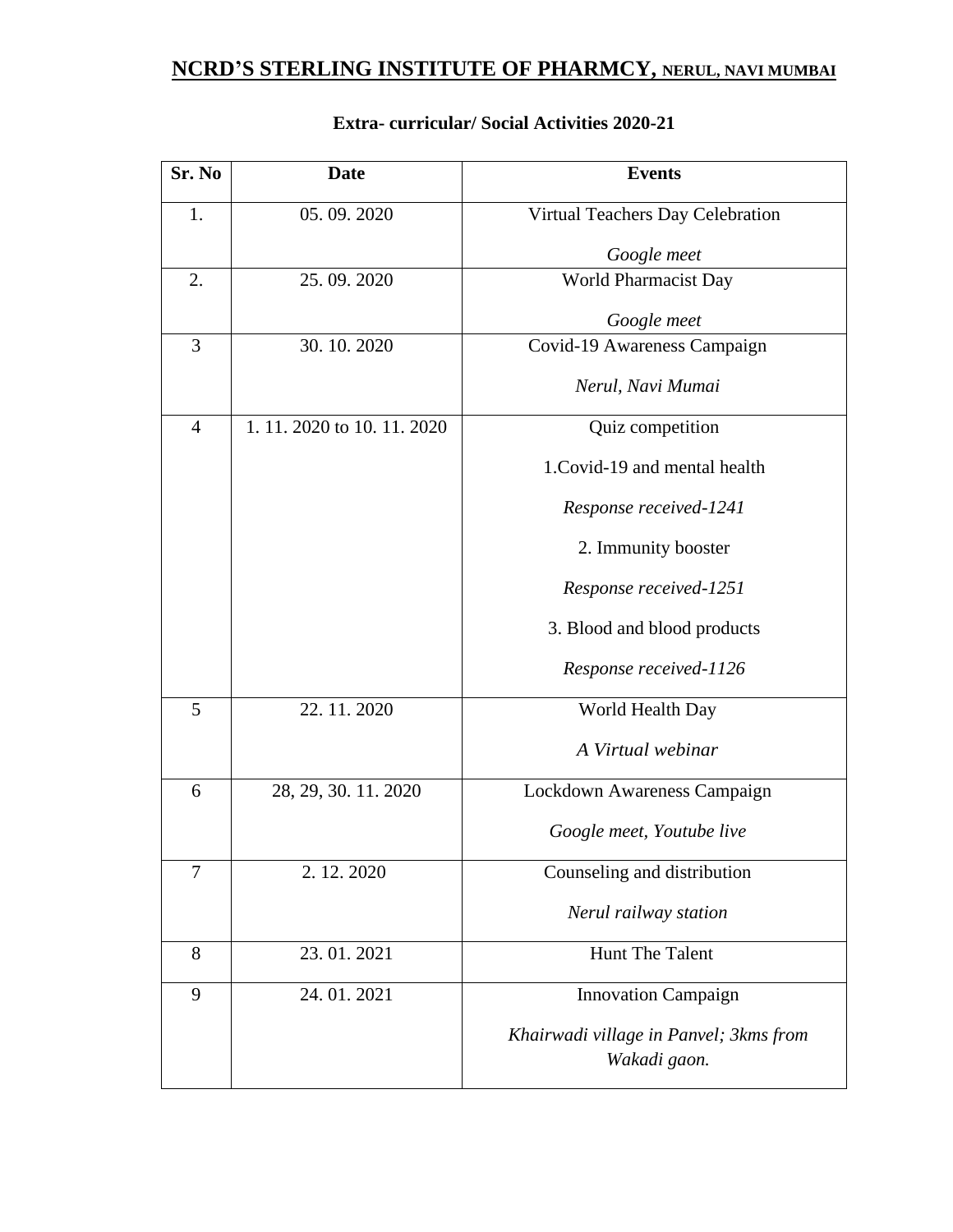# NCRD'S STERLING INSTITUTE OF PHARMCY, NERUL, NAVI MUMBAI

## Extra- curricular/ Social Activities 2020-21

| Sr. No | Date | Events |
|---|---|---|
| 1. | 05. 09. 2020 | Virtual Teachers Day Celebration<br>*Google meet* |
| 2. | 25. 09. 2020 | World Pharmacist Day<br>*Google meet* |
| 3 | 30. 10. 2020 | Covid-19 Awareness Campaign<br>*Nerul, Navi Mumai* |
| 4 | 1. 11. 2020 to 10. 11. 2020 | Quiz competition<br>1.Covid-19 and mental health<br>*Response received-1241*<br>2. Immunity booster<br>*Response received-1251*<br>3. Blood and blood products<br>*Response received-1126* |
| 5 | 22. 11. 2020 | World Health Day<br>*A Virtual webinar* |
| 6 | 28, 29, 30. 11. 2020 | Lockdown Awareness Campaign<br>*Google meet, Youtube live* |
| 7 | 2. 12. 2020 | Counseling and distribution<br>*Nerul railway station* |
| 8 | 23. 01. 2021 | Hunt The Talent |
| 9 | 24. 01. 2021 | Innovation Campaign<br>*Khairwadi village in Panvel; 3kms from Wakadi gaon.* |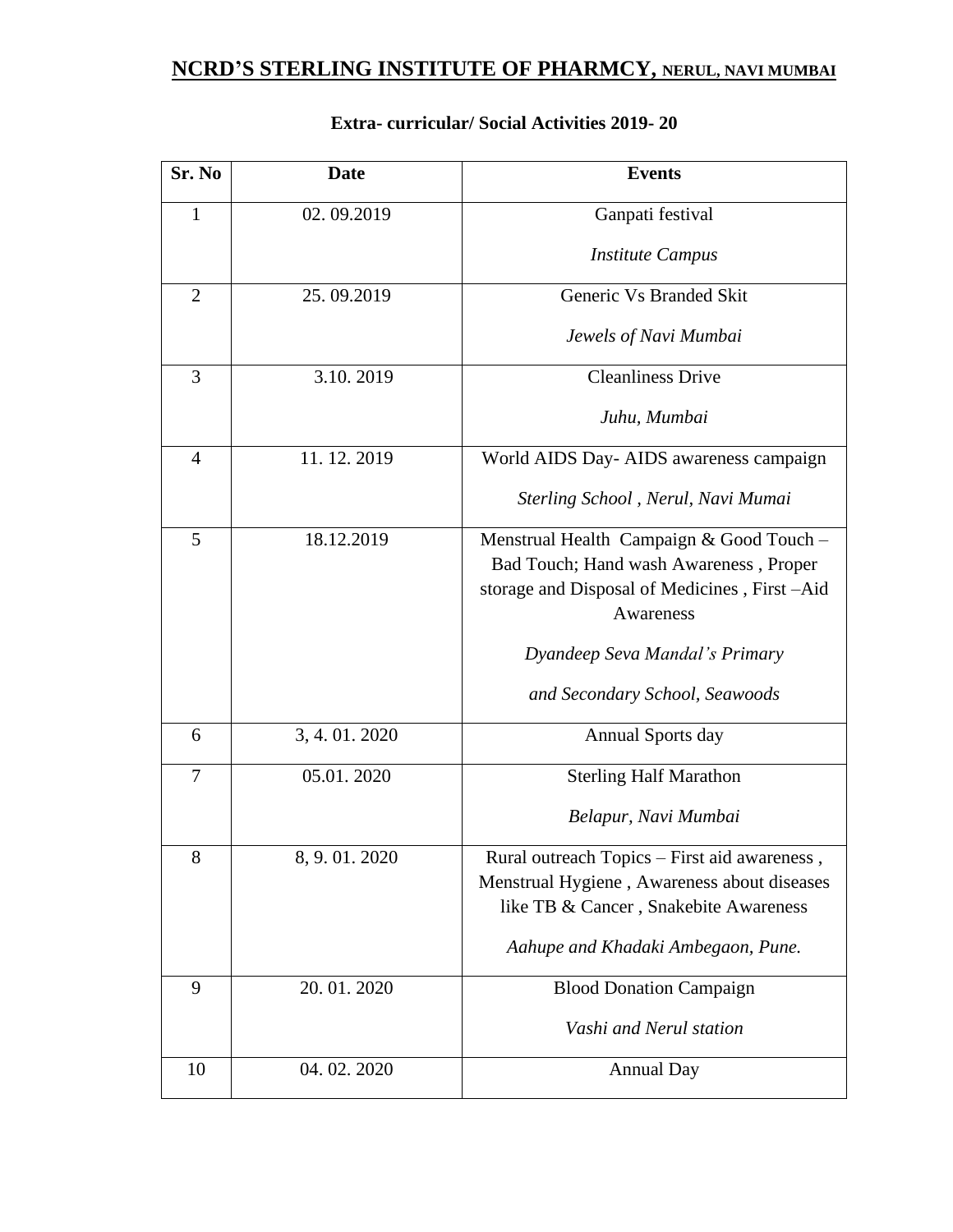# NCRD'S STERLING INSTITUTE OF PHARMCY, NERUL, NAVI MUMBAI

## Extra- curricular/ Social Activities 2019- 20

| Sr. No | Date | Events |
|---|---|---|
| 1 | 02. 09.2019 | Ganpati festival<br>*Institute Campus* |
| 2 | 25. 09.2019 | Generic Vs Branded Skit<br>*Jewels of Navi Mumbai* |
| 3 | 3.10. 2019 | Cleanliness Drive<br>*Juhu, Mumbai* |
| 4 | 11. 12. 2019 | World AIDS Day- AIDS awareness campaign<br>*Sterling School , Nerul, Navi Mumai* |
| 5 | 18.12.2019 | Menstrual Health Campaign & Good Touch – Bad Touch; Hand wash Awareness , Proper storage and Disposal of Medicines , First –Aid Awareness<br>*Dyandeep Seva Mandal's Primary*<br>*and Secondary School, Seawoods* |
| 6 | 3, 4. 01. 2020 | Annual Sports day |
| 7 | 05.01. 2020 | Sterling Half Marathon<br>*Belapur, Navi Mumbai* |
| 8 | 8, 9. 01. 2020 | Rural outreach Topics – First aid awareness , Menstrual Hygiene , Awareness about diseases like TB & Cancer , Snakebite Awareness<br>*Aahupe and Khadaki Ambegaon, Pune.* |
| 9 | 20. 01. 2020 | Blood Donation Campaign<br>*Vashi and Nerul station* |
| 10 | 04. 02. 2020 | Annual Day |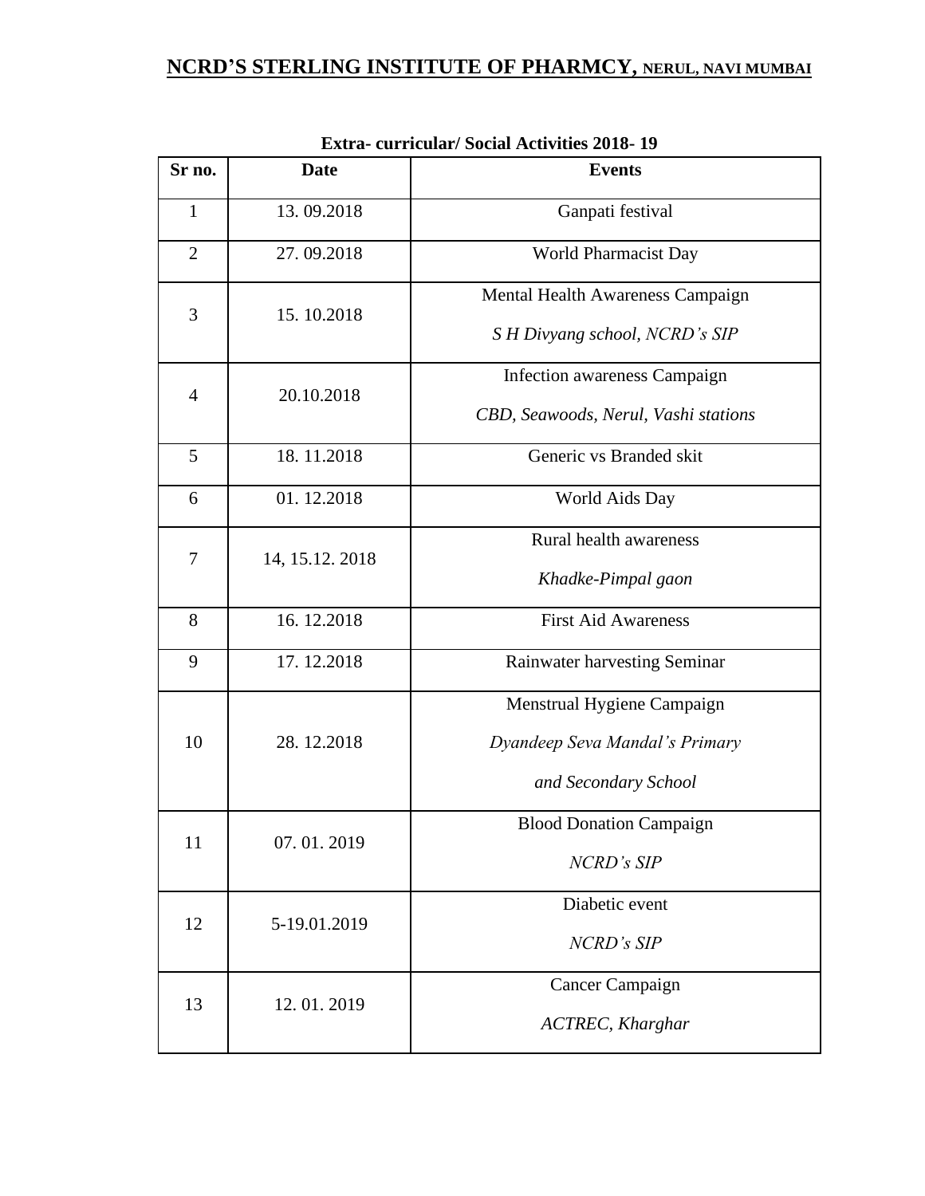# NCRD'S STERLING INSTITUTE OF PHARMCY, NERUL, NAVI MUMBAI

**Extra- curricular/ Social Activities 2018- 19**

| Sr no. | Date | Events |
|---|---|---|
| 1 | 13. 09.2018 | Ganpati festival |
| 2 | 27. 09.2018 | World Pharmacist Day |
| 3 | 15. 10.2018 | Mental Health Awareness Campaign *S H Divyang school, NCRD's SIP* |
| 4 | 20.10.2018 | Infection awareness Campaign *CBD, Seawoods, Nerul, Vashi stations* |
| 5 | 18. 11.2018 | Generic vs Branded skit |
| 6 | 01. 12.2018 | World Aids Day |
| 7 | 14, 15.12. 2018 | Rural health awareness *Khadke-Pimpal gaon* |
| 8 | 16. 12.2018 | First Aid Awareness |
| 9 | 17. 12.2018 | Rainwater harvesting Seminar |
| 10 | 28. 12.2018 | Menstrual Hygiene Campaign *Dyandeep Seva Mandal's Primary and Secondary School* |
| 11 | 07. 01. 2019 | Blood Donation Campaign *NCRD's SIP* |
| 12 | 5-19.01.2019 | Diabetic event *NCRD's SIP* |
| 13 | 12. 01. 2019 | Cancer Campaign *ACTREC, Kharghar* |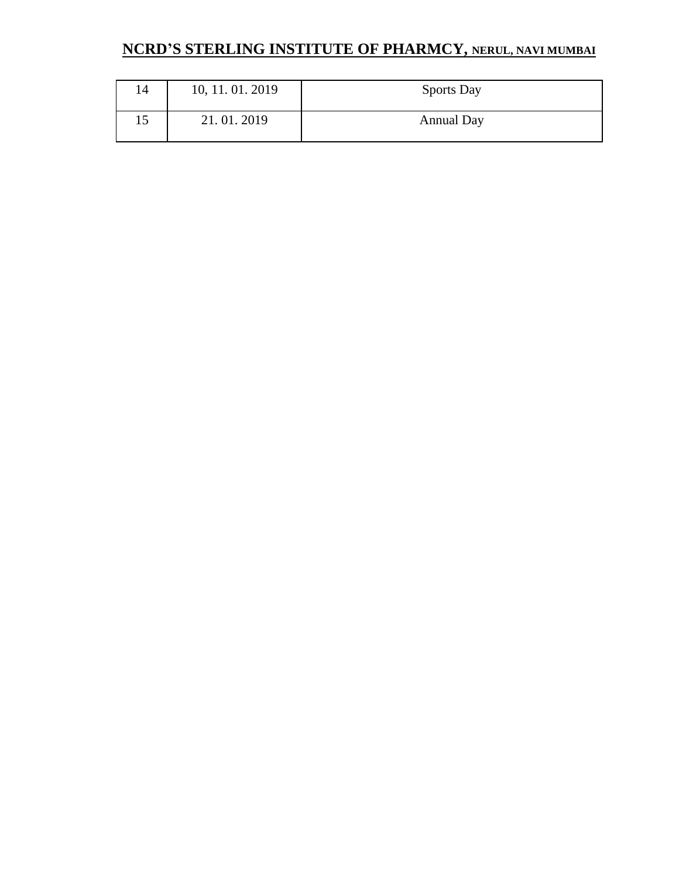| | | |
|---|---|---|
| 14 | 10, 11. 01. 2019 | Sports Day |
| 15 | 21. 01. 2019 | Annual Day |